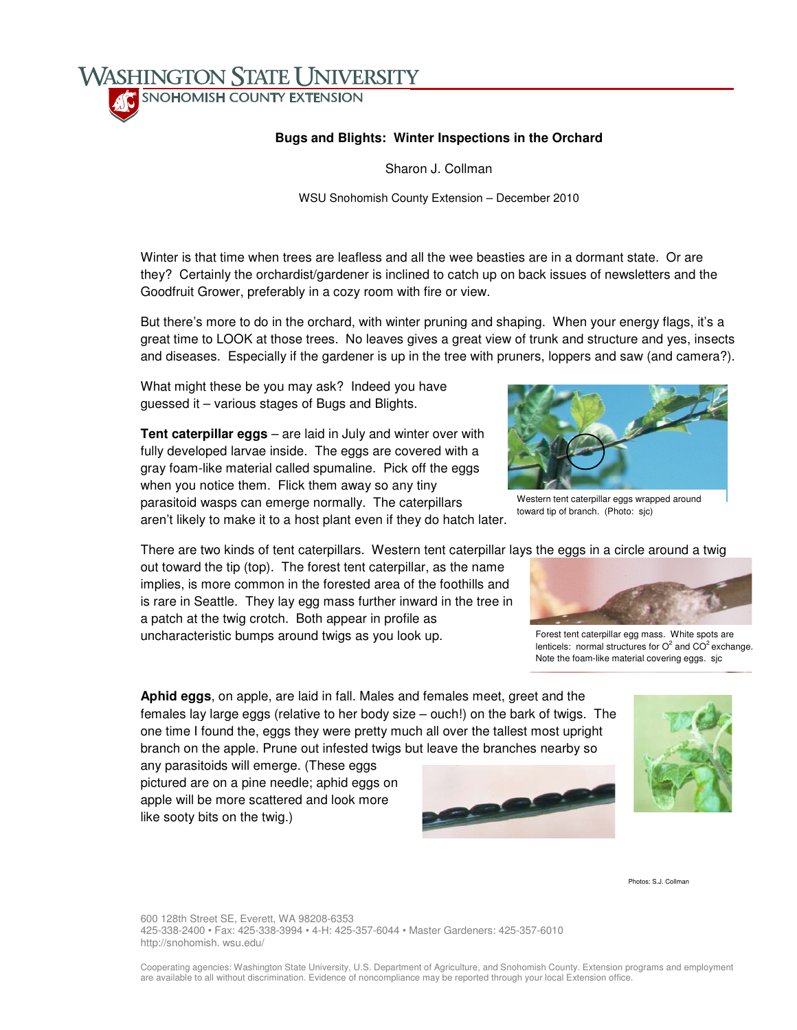# Bugs and Blights: Winter Inspections in the Orchard

Sharon J. Collman

WSU Snohomish County Extension – December 2010

Winter is that time when trees are leafless and all the wee beasties are in a dormant state. Or are they? Certainly the orchardist/gardener is inclined to catch up on back issues of newsletters and the Goodfruit Grower, preferably in a cozy room with fire or view.

But there's more to do in the orchard, with winter pruning and shaping. When your energy flags, it's a great time to LOOK at those trees. No leaves gives a great view of trunk and structure and yes, insects and diseases. Especially if the gardener is up in the tree with pruners, loppers and saw (and camera?).

What might these be you may ask? Indeed you have guessed it – various stages of Bugs and Blights.

**Tent caterpillar eggs** – are laid in July and winter over with fully developed larvae inside. The eggs are covered with a gray foam-like material called spumaline. Pick off the eggs when you notice them. Flick them away so any tiny parasitoid wasps can emerge normally. The caterpillars aren't likely to make it to a host plant even if they do hatch later.

Western tent caterpillar eggs wrapped around toward tip of branch. (Photo: sjc)

There are two kinds of tent caterpillars. Western tent caterpillar lays the eggs in a circle around a twig out toward the tip (top). The forest tent caterpillar, as the name implies, is more common in the forested area of the foothills and is rare in Seattle. They lay egg mass further inward in the tree in a patch at the twig crotch. Both appear in profile as uncharacteristic bumps around twigs as you look up.

Forest tent caterpillar egg mass. White spots are lenticels: normal structures for $O^2$ and $CO^2$ exchange. Note the foam-like material covering eggs. sjc

**Aphid eggs**, on apple, are laid in fall. Males and females meet, greet and the females lay large eggs (relative to her body size – ouch!) on the bark of twigs. The one time I found the, eggs they were pretty much all over the tallest most upright branch on the apple. Prune out infested twigs but leave the branches nearby so any parasitoids will emerge. (These eggs pictured are on a pine needle; aphid eggs on apple will be more scattered and look more like sooty bits on the twig.)

Photos: S.J. Collman

600 128th Street SE, Everett, WA 98208-6353
425-338-2400 • Fax: 425-338-3994 • 4-H: 425-357-6044 • Master Gardeners: 425-357-6010
http://snohomish. wsu.edu/

Cooperating agencies: Washington State University, U.S. Department of Agriculture, and Snohomish County. Extension programs and employment are available to all without discrimination. Evidence of noncompliance may be reported through your local Extension office.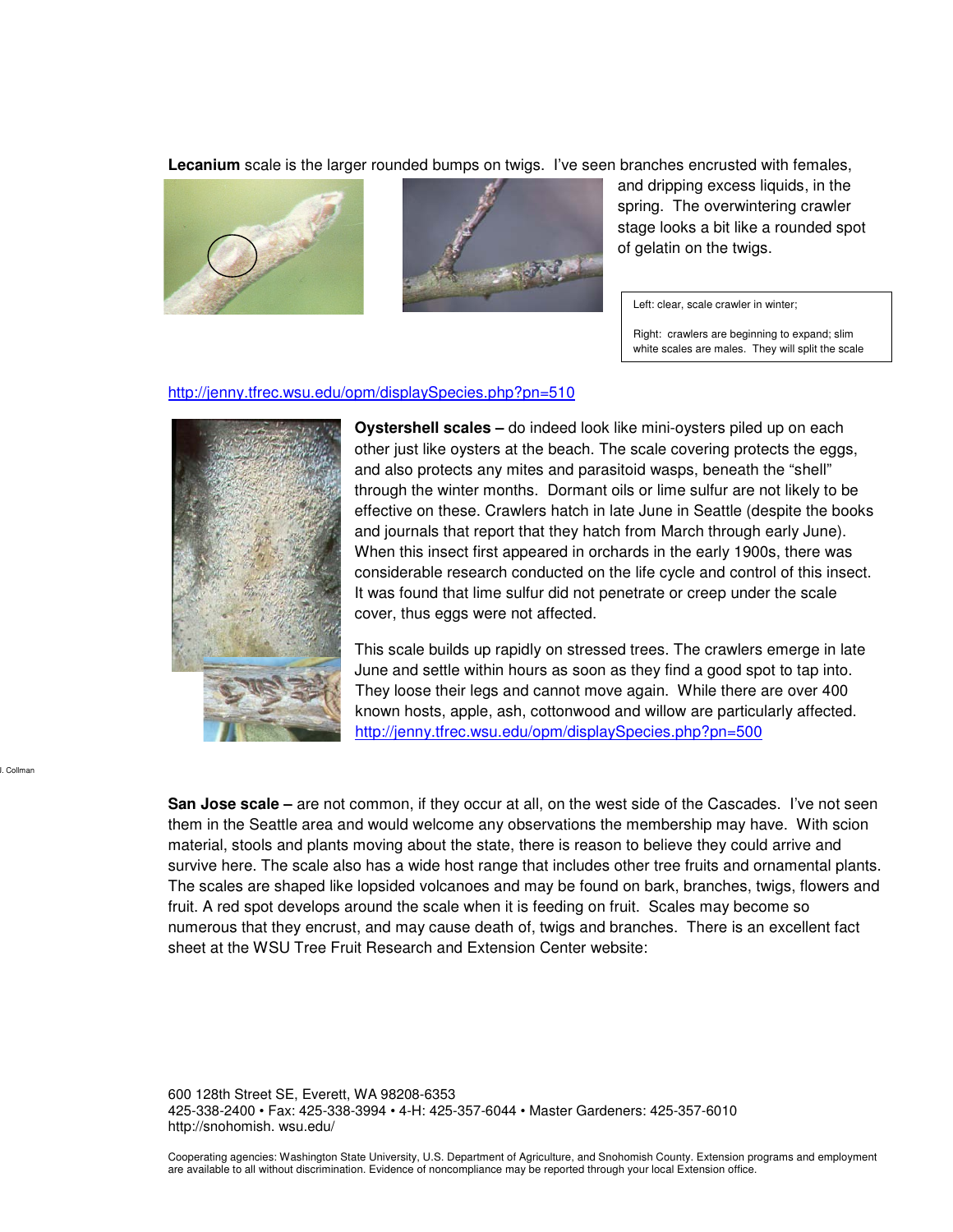**Lecanium** scale is the larger rounded bumps on twigs. I've seen branches encrusted with females, and dripping excess liquids, in the spring. The overwintering crawler stage looks a bit like a rounded spot of gelatin on the twigs.

Left: clear, scale crawler in winter;

Right: crawlers are beginning to expand; slim white scales are males. They will split the scale

http://jenny.tfrec.wsu.edu/opm/displaySpecies.php?pn=510

**Oystershell scales –** do indeed look like mini-oysters piled up on each other just like oysters at the beach. The scale covering protects the eggs, and also protects any mites and parasitoid wasps, beneath the "shell" through the winter months. Dormant oils or lime sulfur are not likely to be effective on these. Crawlers hatch in late June in Seattle (despite the books and journals that report that they hatch from March through early June). When this insect first appeared in orchards in the early 1900s, there was considerable research conducted on the life cycle and control of this insect. It was found that lime sulfur did not penetrate or creep under the scale cover, thus eggs were not affected.

This scale builds up rapidly on stressed trees. The crawlers emerge in late June and settle within hours as soon as they find a good spot to tap into. They loose their legs and cannot move again. While there are over 400 known hosts, apple, ash, cottonwood and willow are particularly affected. http://jenny.tfrec.wsu.edu/opm/displaySpecies.php?pn=500

J. Collman

**San Jose scale –** are not common, if they occur at all, on the west side of the Cascades. I've not seen them in the Seattle area and would welcome any observations the membership may have. With scion material, stools and plants moving about the state, there is reason to believe they could arrive and survive here. The scale also has a wide host range that includes other tree fruits and ornamental plants. The scales are shaped like lopsided volcanoes and may be found on bark, branches, twigs, flowers and fruit. A red spot develops around the scale when it is feeding on fruit. Scales may become so numerous that they encrust, and may cause death of, twigs and branches. There is an excellent fact sheet at the WSU Tree Fruit Research and Extension Center website:

600 128th Street SE, Everett, WA 98208-6353
425-338-2400 • Fax: 425-338-3994 • 4-H: 425-357-6044 • Master Gardeners: 425-357-6010
http://snohomish. wsu.edu/

Cooperating agencies: Washington State University, U.S. Department of Agriculture, and Snohomish County. Extension programs and employment are available to all without discrimination. Evidence of noncompliance may be reported through your local Extension office.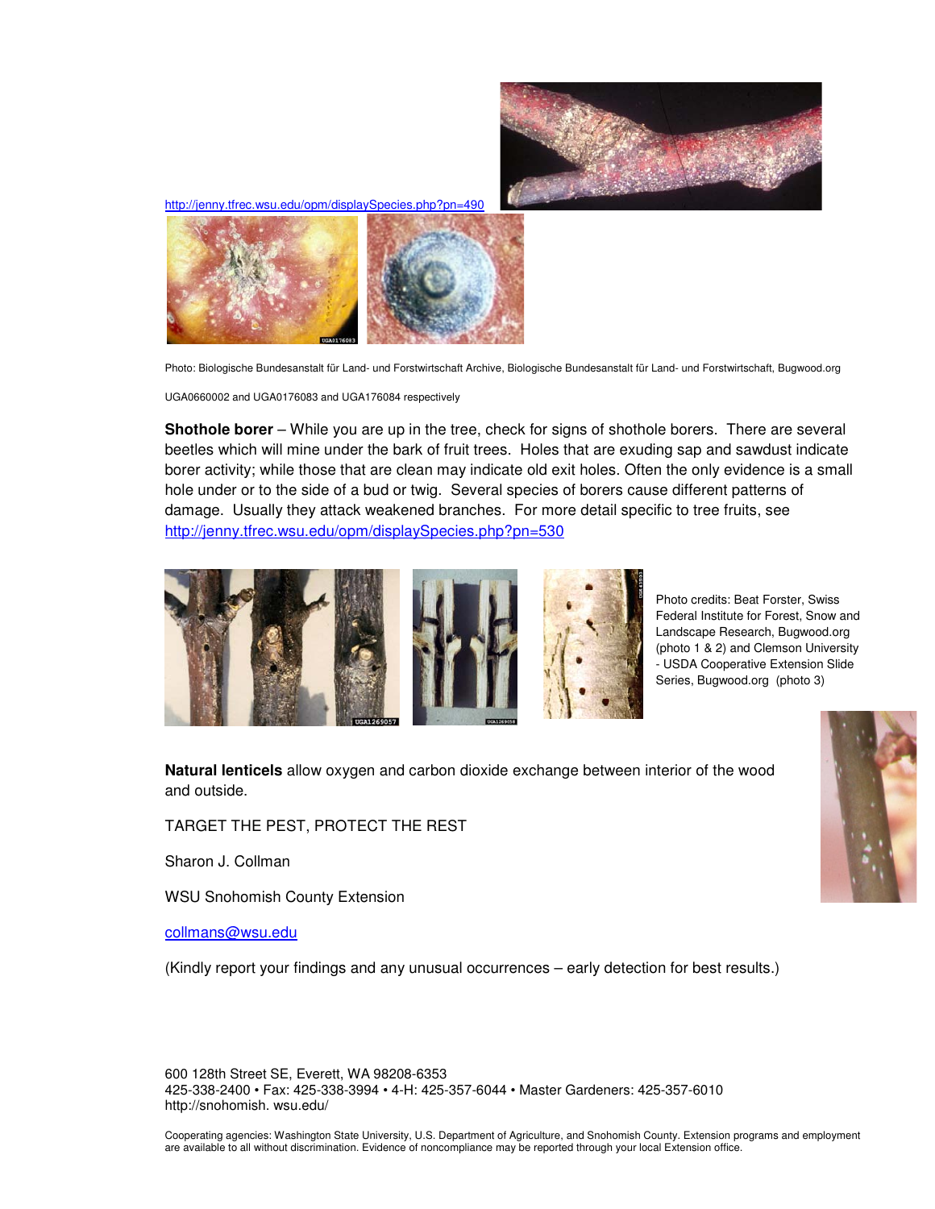http://jenny.tfrec.wsu.edu/opm/displaySpecies.php?pn=490

Photo: Biologische Bundesanstalt für Land- und Forstwirtschaft Archive, Biologische Bundesanstalt für Land- und Forstwirtschaft, Bugwood.org

UGA0660002 and UGA0176083 and UGA176084 respectively

**Shothole borer** – While you are up in the tree, check for signs of shothole borers. There are several beetles which will mine under the bark of fruit trees. Holes that are exuding sap and sawdust indicate borer activity; while those that are clean may indicate old exit holes. Often the only evidence is a small hole under or to the side of a bud or twig. Several species of borers cause different patterns of damage. Usually they attack weakened branches. For more detail specific to tree fruits, see http://jenny.tfrec.wsu.edu/opm/displaySpecies.php?pn=530

Photo credits: Beat Forster, Swiss Federal Institute for Forest, Snow and Landscape Research, Bugwood.org (photo 1 & 2) and Clemson University - USDA Cooperative Extension Slide Series, Bugwood.org (photo 3)

**Natural lenticels** allow oxygen and carbon dioxide exchange between interior of the wood and outside.

TARGET THE PEST, PROTECT THE REST

Sharon J. Collman

WSU Snohomish County Extension

collmans@wsu.edu

(Kindly report your findings and any unusual occurrences – early detection for best results.)

600 128th Street SE, Everett, WA 98208-6353
425-338-2400 • Fax: 425-338-3994 • 4-H: 425-357-6044 • Master Gardeners: 425-357-6010
http://snohomish. wsu.edu/

Cooperating agencies: Washington State University, U.S. Department of Agriculture, and Snohomish County. Extension programs and employment are available to all without discrimination. Evidence of noncompliance may be reported through your local Extension office.